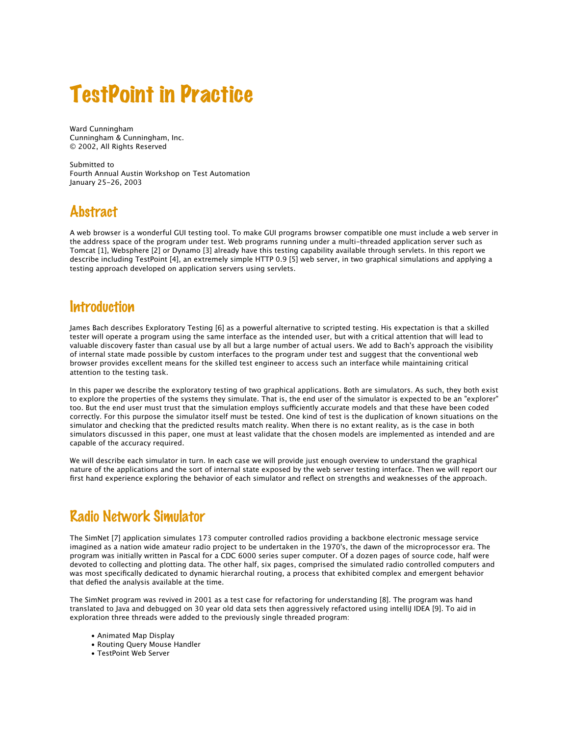# TestPoint in Practice

Ward Cunningham  
Cunningham & Cunningham, Inc.  
© 2002, All Rights Reserved

Submitted to  
Fourth Annual Austin Workshop on Test Automation  
January 25-26, 2003

## Abstract

A web browser is a wonderful GUI testing tool. To make GUI programs browser compatible one must include a web server in the address space of the program under test. Web programs running under a multi-threaded application server such as Tomcat [1], Websphere [2] or Dynamo [3] already have this testing capability available through servlets. In this report we describe including TestPoint [4], an extremely simple HTTP 0.9 [5] web server, in two graphical simulations and applying a testing approach developed on application servers using servlets.

## Introduction

James Bach describes Exploratory Testing [6] as a powerful alternative to scripted testing. His expectation is that a skilled tester will operate a program using the same interface as the intended user, but with a critical attention that will lead to valuable discovery faster than casual use by all but a large number of actual users. We add to Bach's approach the visibility of internal state made possible by custom interfaces to the program under test and suggest that the conventional web browser provides excellent means for the skilled test engineer to access such an interface while maintaining critical attention to the testing task.

In this paper we describe the exploratory testing of two graphical applications. Both are simulators. As such, they both exist to explore the properties of the systems they simulate. That is, the end user of the simulator is expected to be an "explorer" too. But the end user must trust that the simulation employs sufficiently accurate models and that these have been coded correctly. For this purpose the simulator itself must be tested. One kind of test is the duplication of known situations on the simulator and checking that the predicted results match reality. When there is no extant reality, as is the case in both simulators discussed in this paper, one must at least validate that the chosen models are implemented as intended and are capable of the accuracy required.

We will describe each simulator in turn. In each case we will provide just enough overview to understand the graphical nature of the applications and the sort of internal state exposed by the web server testing interface. Then we will report our first hand experience exploring the behavior of each simulator and reflect on strengths and weaknesses of the approach.

## Radio Network Simulator

The SimNet [7] application simulates 173 computer controlled radios providing a backbone electronic message service imagined as a nation wide amateur radio project to be undertaken in the 1970's, the dawn of the microprocessor era. The program was initially written in Pascal for a CDC 6000 series super computer. Of a dozen pages of source code, half were devoted to collecting and plotting data. The other half, six pages, comprised the simulated radio controlled computers and was most specifically dedicated to dynamic hierarchal routing, a process that exhibited complex and emergent behavior that defied the analysis available at the time.

The SimNet program was revived in 2001 as a test case for refactoring for understanding [8]. The program was hand translated to Java and debugged on 30 year old data sets then aggressively refactored using intelliJ IDEA [9]. To aid in exploration three threads were added to the previously single threaded program:

- Animated Map Display
- Routing Query Mouse Handler
- TestPoint Web Server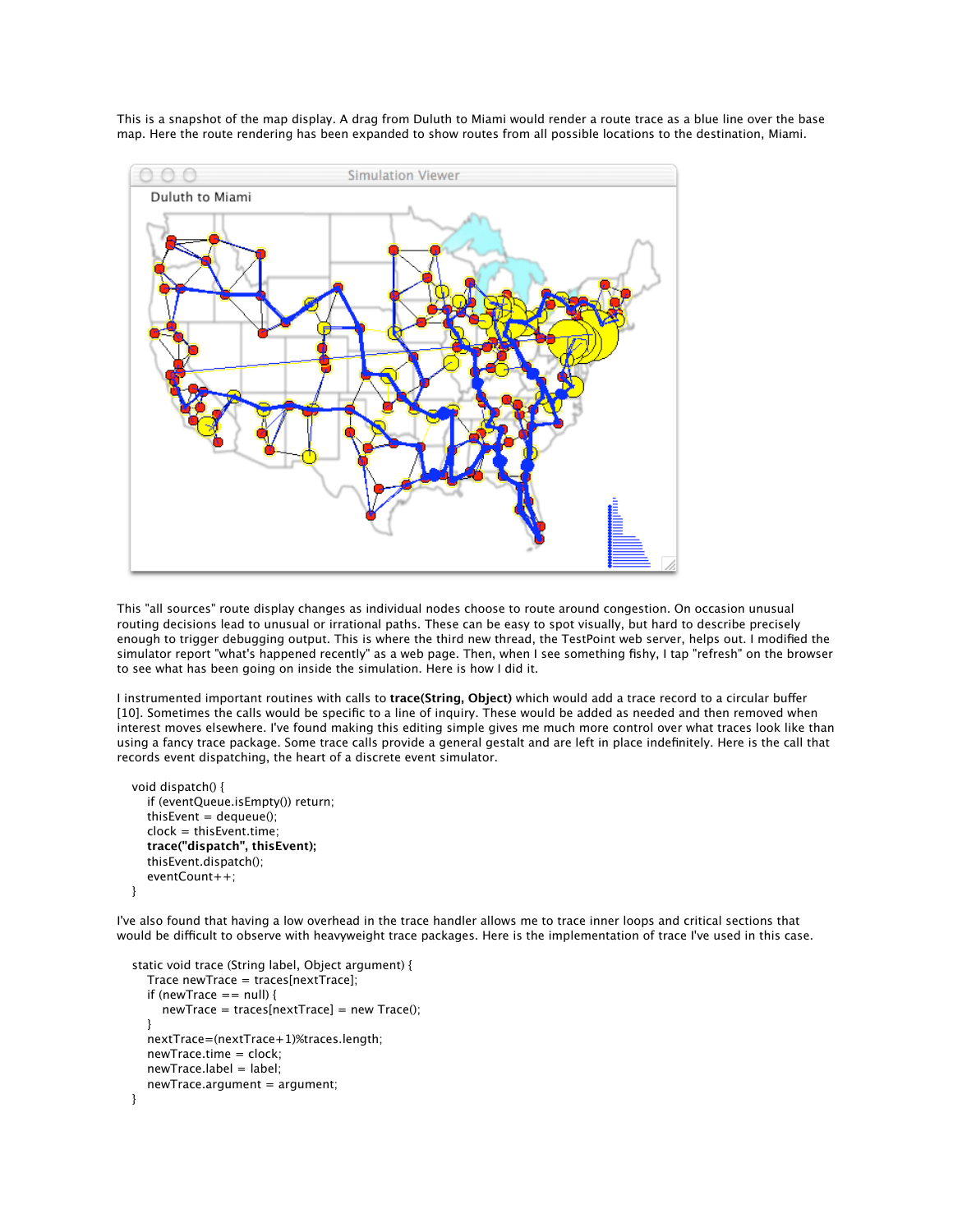This is a snapshot of the map display. A drag from Duluth to Miami would render a route trace as a blue line over the base map. Here the route rendering has been expanded to show routes from all possible locations to the destination, Miami.

This "all sources" route display changes as individual nodes choose to route around congestion. On occasion unusual routing decisions lead to unusual or irrational paths. These can be easy to spot visually, but hard to describe precisely enough to trigger debugging output. This is where the third new thread, the TestPoint web server, helps out. I modified the simulator report "what's happened recently" as a web page. Then, when I see something fishy, I tap "refresh" on the browser to see what has been going on inside the simulation. Here is how I did it.

I instrumented important routines with calls to **trace(String, Object)** which would add a trace record to a circular buffer [10]. Sometimes the calls would be specific to a line of inquiry. These would be added as needed and then removed when interest moves elsewhere. I've found making this editing simple gives me much more control over what traces look like than using a fancy trace package. Some trace calls provide a general gestalt and are left in place indefinitely. Here is the call that records event dispatching, the heart of a discrete event simulator.

```
void dispatch() {
    if (eventQueue.isEmpty()) return;
    thisEvent = dequeue();
    clock = thisEvent.time;
    trace("dispatch", thisEvent);
    thisEvent.dispatch();
    eventCount++;
}
```

I've also found that having a low overhead in the trace handler allows me to trace inner loops and critical sections that would be difficult to observe with heavyweight trace packages. Here is the implementation of trace I've used in this case.

```
static void trace (String label, Object argument) {
    Trace newTrace = traces[nextTrace];
    if (newTrace == null) {
        newTrace = traces[nextTrace] = new Trace();
    }
    nextTrace=(nextTrace+1)%traces.length;
    newTrace.time = clock;
    newTrace.label = label;
    newTrace.argument = argument;
}
```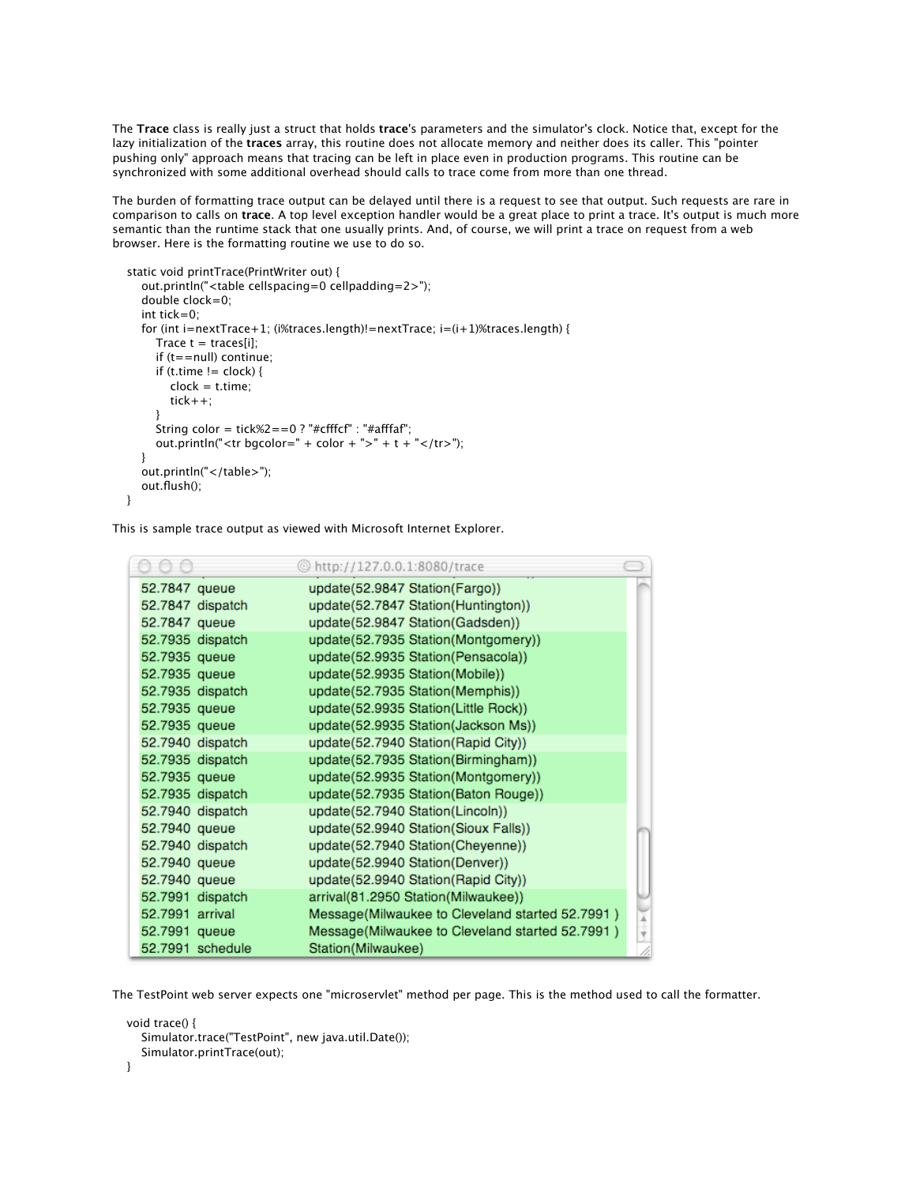The **Trace** class is really just a struct that holds **trace**'s parameters and the simulator's clock. Notice that, except for the lazy initialization of the **traces** array, this routine does not allocate memory and neither does its caller. This "pointer pushing only" approach means that tracing can be left in place even in production programs. This routine can be synchronized with some additional overhead should calls to trace come from more than one thread.

The burden of formatting trace output can be delayed until there is a request to see that output. Such requests are rare in comparison to calls on **trace**. A top level exception handler would be a great place to print a trace. It's output is much more semantic than the runtime stack that one usually prints. And, of course, we will print a trace on request from a web browser. Here is the formatting routine we use to do so.

```
static void printTrace(PrintWriter out) {
    out.println("<table cellspacing=0 cellpadding=2>");
    double clock=0;
    int tick=0;
    for (int i=nextTrace+1; (i%traces.length)!=nextTrace; i=(i+1)%traces.length) {
        Trace t = traces[i];
        if (t==null) continue;
        if (t.time != clock) {
            clock = t.time;
            tick++;
        }
        String color = tick%2==0 ? "#cfffcf" : "#afffaf";
        out.println("<tr bgcolor=" + color + ">" + t + "</tr>");
    }
    out.println("</table>");
    out.flush();
}
```

This is sample trace output as viewed with Microsoft Internet Explorer.

http://127.0.0.1:8080/trace

| | | |
|---|---|---|
| 52.7847 | queue | update(52.9847 Station(Fargo)) |
| 52.7847 | dispatch | update(52.7847 Station(Huntington)) |
| 52.7847 | queue | update(52.9847 Station(Gadsden)) |
| 52.7935 | dispatch | update(52.7935 Station(Montgomery)) |
| 52.7935 | queue | update(52.9935 Station(Pensacola)) |
| 52.7935 | queue | update(52.9935 Station(Mobile)) |
| 52.7935 | dispatch | update(52.7935 Station(Memphis)) |
| 52.7935 | queue | update(52.9935 Station(Little Rock)) |
| 52.7935 | queue | update(52.9935 Station(Jackson Ms)) |
| 52.7940 | dispatch | update(52.7940 Station(Rapid City)) |
| 52.7935 | dispatch | update(52.7935 Station(Birmingham)) |
| 52.7935 | queue | update(52.9935 Station(Montgomery)) |
| 52.7935 | dispatch | update(52.7935 Station(Baton Rouge)) |
| 52.7940 | dispatch | update(52.7940 Station(Lincoln)) |
| 52.7940 | queue | update(52.9940 Station(Sioux Falls)) |
| 52.7940 | dispatch | update(52.7940 Station(Cheyenne)) |
| 52.7940 | queue | update(52.9940 Station(Denver)) |
| 52.7940 | queue | update(52.9940 Station(Rapid City)) |
| 52.7991 | dispatch | arrival(81.2950 Station(Milwaukee)) |
| 52.7991 | arrival | Message(Milwaukee to Cleveland started 52.7991 ) |
| 52.7991 | queue | Message(Milwaukee to Cleveland started 52.7991 ) |
| 52.7991 | schedule | Station(Milwaukee) |

The TestPoint web server expects one "microservlet" method per page. This is the method used to call the formatter.

```
void trace() {
    Simulator.trace("TestPoint", new java.util.Date());
    Simulator.printTrace(out);
}
```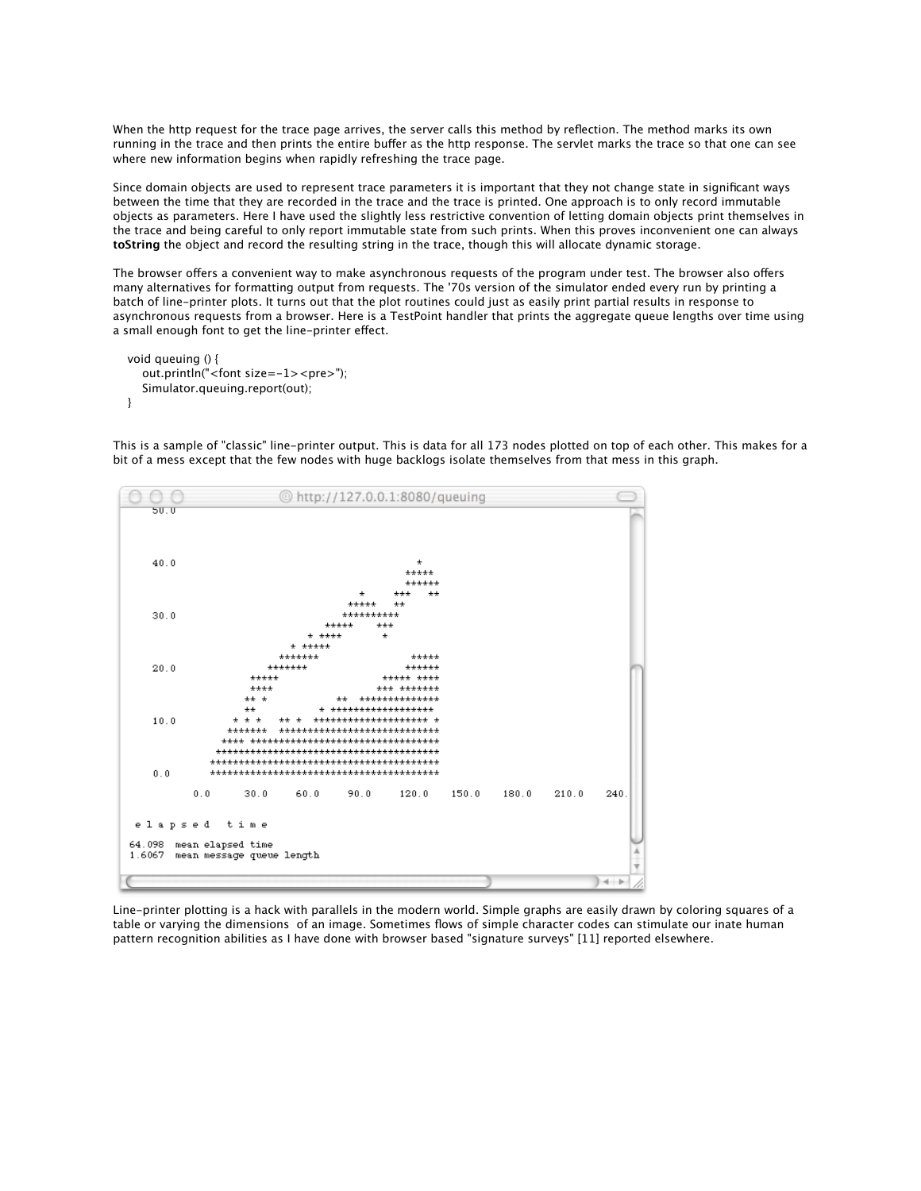When the http request for the trace page arrives, the server calls this method by reflection. The method marks its own running in the trace and then prints the entire buffer as the http response. The servlet marks the trace so that one can see where new information begins when rapidly refreshing the trace page.

Since domain objects are used to represent trace parameters it is important that they not change state in significant ways between the time that they are recorded in the trace and the trace is printed. One approach is to only record immutable objects as parameters. Here I have used the slightly less restrictive convention of letting domain objects print themselves in the trace and being careful to only report immutable state from such prints. When this proves inconvenient one can always **toString** the object and record the resulting string in the trace, though this will allocate dynamic storage.

The browser offers a convenient way to make asynchronous requests of the program under test. The browser also offers many alternatives for formatting output from requests. The '70s version of the simulator ended every run by printing a batch of line-printer plots. It turns out that the plot routines could just as easily print partial results in response to asynchronous requests from a browser. Here is a TestPoint handler that prints the aggregate queue lengths over time using a small enough font to get the line-printer effect.

```
void queuing () {
    out.println("<font size=-1><pre>");
    Simulator.queuing.report(out);
}
```

This is a sample of "classic" line-printer output. This is data for all 173 nodes plotted on top of each other. This makes for a bit of a mess except that the few nodes with huge backlogs isolate themselves from that mess in this graph.

Line-printer plotting is a hack with parallels in the modern world. Simple graphs are easily drawn by coloring squares of a table or varying the dimensions of an image. Sometimes flows of simple character codes can stimulate our inate human pattern recognition abilities as I have done with browser based "signature surveys" [11] reported elsewhere.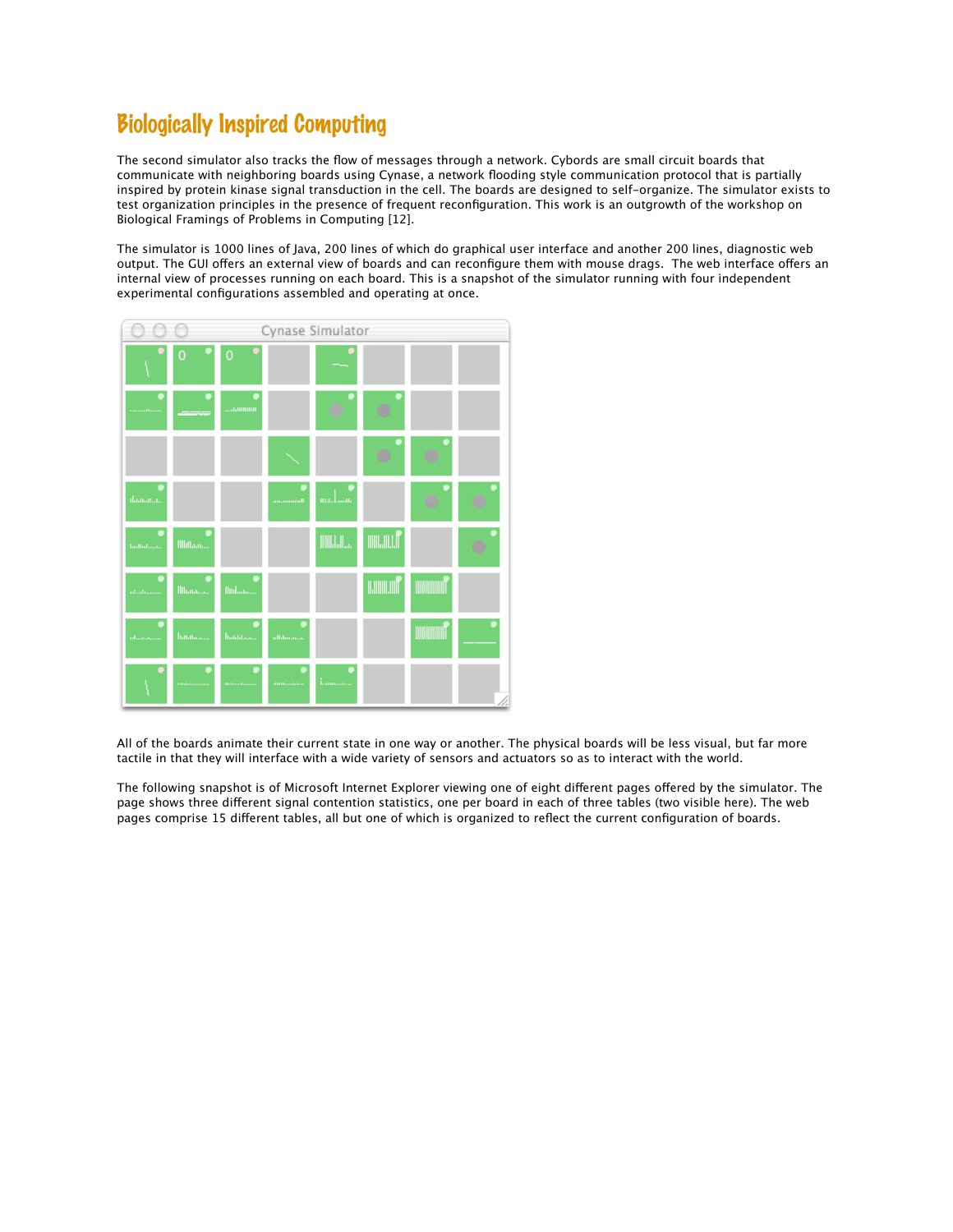# Biologically Inspired Computing

The second simulator also tracks the flow of messages through a network. Cybords are small circuit boards that communicate with neighboring boards using Cynase, a network flooding style communication protocol that is partially inspired by protein kinase signal transduction in the cell. The boards are designed to self-organize. The simulator exists to test organization principles in the presence of frequent reconfiguration. This work is an outgrowth of the workshop on Biological Framings of Problems in Computing [12].

The simulator is 1000 lines of Java, 200 lines of which do graphical user interface and another 200 lines, diagnostic web output. The GUI offers an external view of boards and can reconfigure them with mouse drags. The web interface offers an internal view of processes running on each board. This is a snapshot of the simulator running with four independent experimental configurations assembled and operating at once.

All of the boards animate their current state in one way or another. The physical boards will be less visual, but far more tactile in that they will interface with a wide variety of sensors and actuators so as to interact with the world.

The following snapshot is of Microsoft Internet Explorer viewing one of eight different pages offered by the simulator. The page shows three different signal contention statistics, one per board in each of three tables (two visible here). The web pages comprise 15 different tables, all but one of which is organized to reflect the current configuration of boards.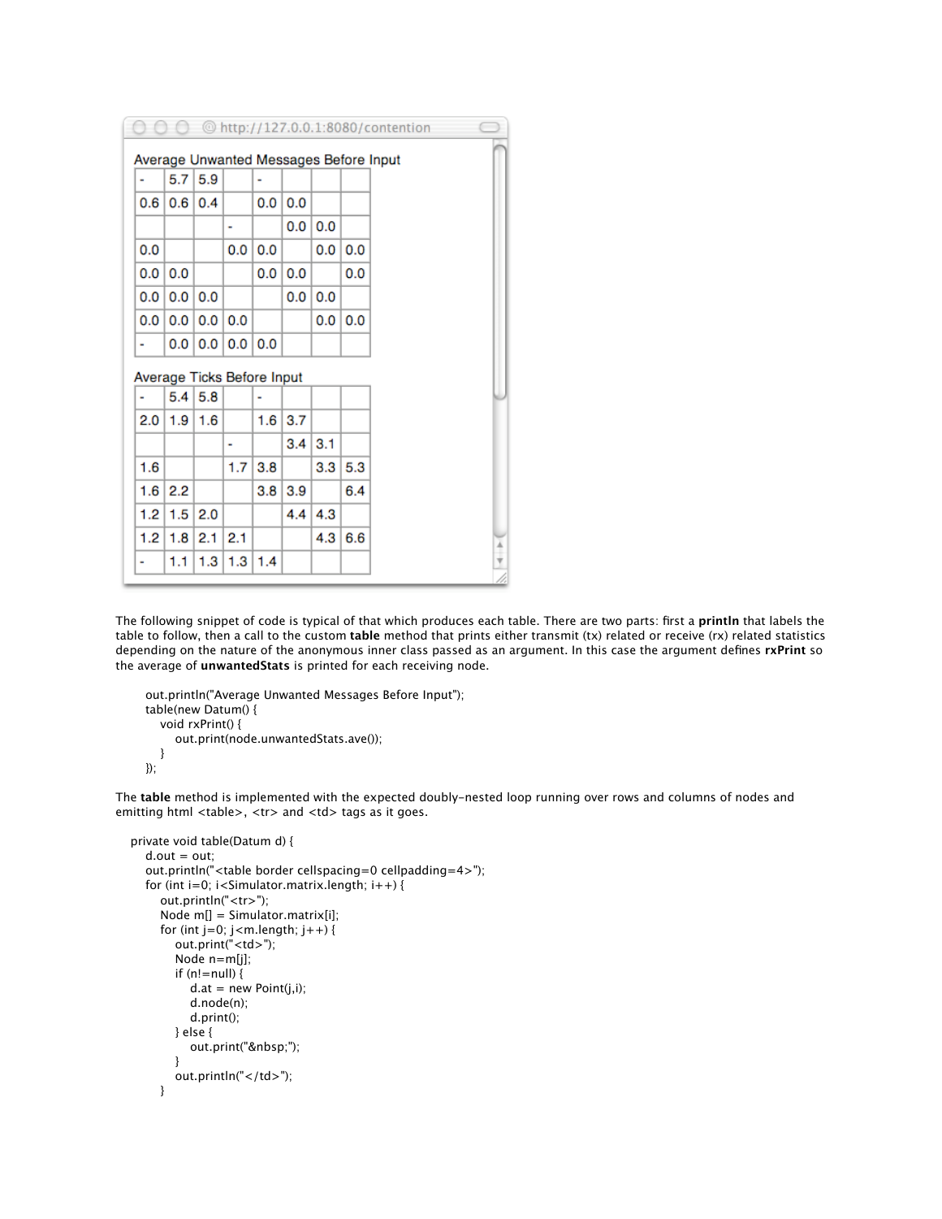http://127.0.0.1:8080/contention

Average Unwanted Messages Before Input

| | | | | | | | |
|---|---|---|---|---|---|---|---|
| - | 5.7 | 5.9 | | - | | | |
| 0.6 | 0.6 | 0.4 | | 0.0 | 0.0 | | |
| | | | - | | 0.0 | 0.0 | |
| 0.0 | | | 0.0 | 0.0 | | 0.0 | 0.0 |
| 0.0 | 0.0 | | | 0.0 | 0.0 | | 0.0 |
| 0.0 | 0.0 | 0.0 | | | 0.0 | 0.0 | |
| 0.0 | 0.0 | 0.0 | 0.0 | | | 0.0 | 0.0 |
| - | 0.0 | 0.0 | 0.0 | 0.0 | | | |

Average Ticks Before Input

| | | | | | | | |
|---|---|---|---|---|---|---|---|
| - | 5.4 | 5.8 | | - | | | |
| 2.0 | 1.9 | 1.6 | | 1.6 | 3.7 | | |
| | | | - | | 3.4 | 3.1 | |
| 1.6 | | | 1.7 | 3.8 | | 3.3 | 5.3 |
| 1.6 | 2.2 | | | 3.8 | 3.9 | | 6.4 |
| 1.2 | 1.5 | 2.0 | | | 4.4 | 4.3 | |
| 1.2 | 1.8 | 2.1 | 2.1 | | | 4.3 | 6.6 |
| - | 1.1 | 1.3 | 1.3 | 1.4 | | | |

The following snippet of code is typical of that which produces each table. There are two parts: first a **println** that labels the table to follow, then a call to the custom **table** method that prints either transmit (tx) related or receive (rx) related statistics depending on the nature of the anonymous inner class passed as an argument. In this case the argument defines **rxPrint** so the average of **unwantedStats** is printed for each receiving node.

```
out.println("Average Unwanted Messages Before Input");
table(new Datum() {
    void rxPrint() {
        out.print(node.unwantedStats.ave());
    }
});
```

The **table** method is implemented with the expected doubly-nested loop running over rows and columns of nodes and emitting html <table>, <tr> and <td> tags as it goes.

```
private void table(Datum d) {
    d.out = out;
    out.println("<table border cellspacing=0 cellpadding=4>");
    for (int i=0; i<Simulator.matrix.length; i++) {
        out.println("<tr>");
        Node m[] = Simulator.matrix[i];
        for (int j=0; j<m.length; j++) {
            out.print("<td>");
            Node n=m[j];
            if (n!=null) {
                d.at = new Point(j,i);
                d.node(n);
                d.print();
            } else {
                out.print("&nbsp;");
            }
            out.println("</td>");
        }
```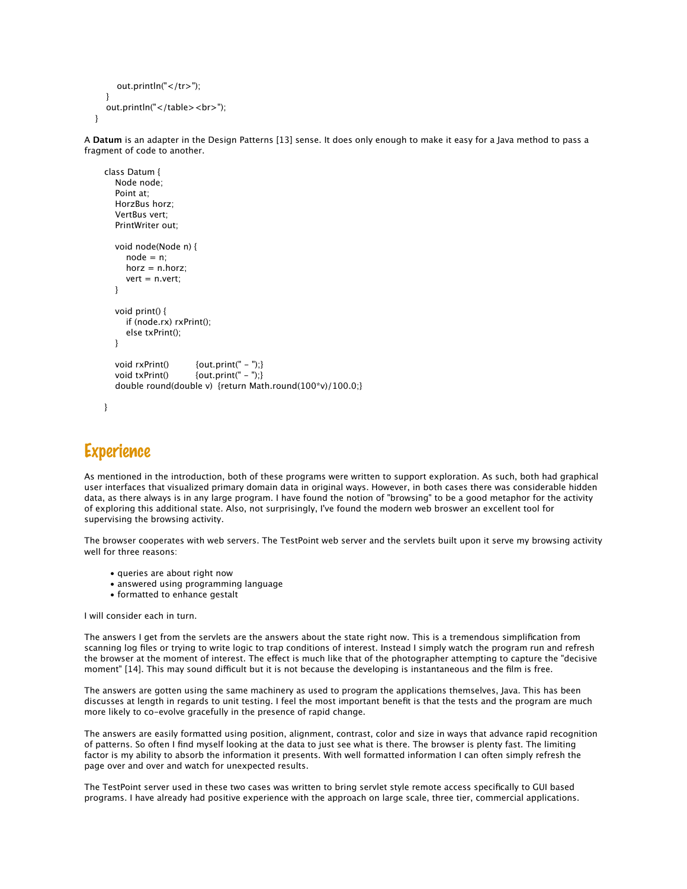```
      out.println("</tr>");
    }
    out.println("</table><br>");
  }
```

A **Datum** is an adapter in the Design Patterns [13] sense. It does only enough to make it easy for a Java method to pass a fragment of code to another.

```
class Datum {
    Node node;
    Point at;
    HorzBus horz;
    VertBus vert;
    PrintWriter out;

    void node(Node n) {
        node = n;
        horz = n.horz;
        vert = n.vert;
    }

    void print() {
        if (node.rx) rxPrint();
        else txPrint();
    }

    void rxPrint()        {out.print(" - ");}
    void txPrint()        {out.print(" - ");}
    double round(double v)  {return Math.round(100*v)/100.0;}

}
```

## Experience

As mentioned in the introduction, both of these programs were written to support exploration. As such, both had graphical user interfaces that visualized primary domain data in original ways. However, in both cases there was considerable hidden data, as there always is in any large program. I have found the notion of "browsing" to be a good metaphor for the activity of exploring this additional state. Also, not surprisingly, I've found the modern web broswer an excellent tool for supervising the browsing activity.

The browser cooperates with web servers. The TestPoint web server and the servlets built upon it serve my browsing activity well for three reasons:

- queries are about right now
- answered using programming language
- formatted to enhance gestalt

I will consider each in turn.

The answers I get from the servlets are the answers about the state right now. This is a tremendous simplification from scanning log files or trying to write logic to trap conditions of interest. Instead I simply watch the program run and refresh the browser at the moment of interest. The effect is much like that of the photographer attempting to capture the "decisive moment" [14]. This may sound difficult but it is not because the developing is instantaneous and the film is free.

The answers are gotten using the same machinery as used to program the applications themselves, Java. This has been discusses at length in regards to unit testing. I feel the most important benefit is that the tests and the program are much more likely to co-evolve gracefully in the presence of rapid change.

The answers are easily formatted using position, alignment, contrast, color and size in ways that advance rapid recognition of patterns. So often I find myself looking at the data to just see what is there. The browser is plenty fast. The limiting factor is my ability to absorb the information it presents. With well formatted information I can often simply refresh the page over and over and watch for unexpected results.

The TestPoint server used in these two cases was written to bring servlet style remote access specifically to GUI based programs. I have already had positive experience with the approach on large scale, three tier, commercial applications.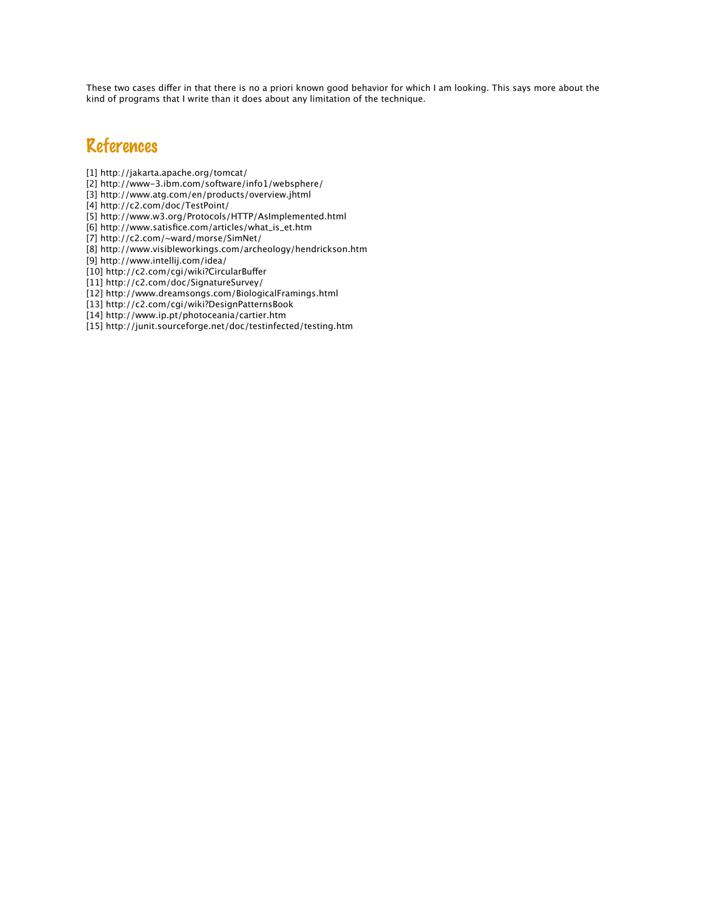These two cases differ in that there is no a priori known good behavior for which I am looking. This says more about the kind of programs that I write than it does about any limitation of the technique.

## References

[1] http://jakarta.apache.org/tomcat/
[2] http://www-3.ibm.com/software/info1/websphere/
[3] http://www.atg.com/en/products/overview.jhtml
[4] http://c2.com/doc/TestPoint/
[5] http://www.w3.org/Protocols/HTTP/AsImplemented.html
[6] http://www.satisfice.com/articles/what_is_et.htm
[7] http://c2.com/~ward/morse/SimNet/
[8] http://www.visibleworkings.com/archeology/hendrickson.htm
[9] http://www.intellij.com/idea/
[10] http://c2.com/cgi/wiki?CircularBuffer
[11] http://c2.com/doc/SignatureSurvey/
[12] http://www.dreamsongs.com/BiologicalFramings.html
[13] http://c2.com/cgi/wiki?DesignPatternsBook
[14] http://www.ip.pt/photoceania/cartier.htm
[15] http://junit.sourceforge.net/doc/testinfected/testing.htm